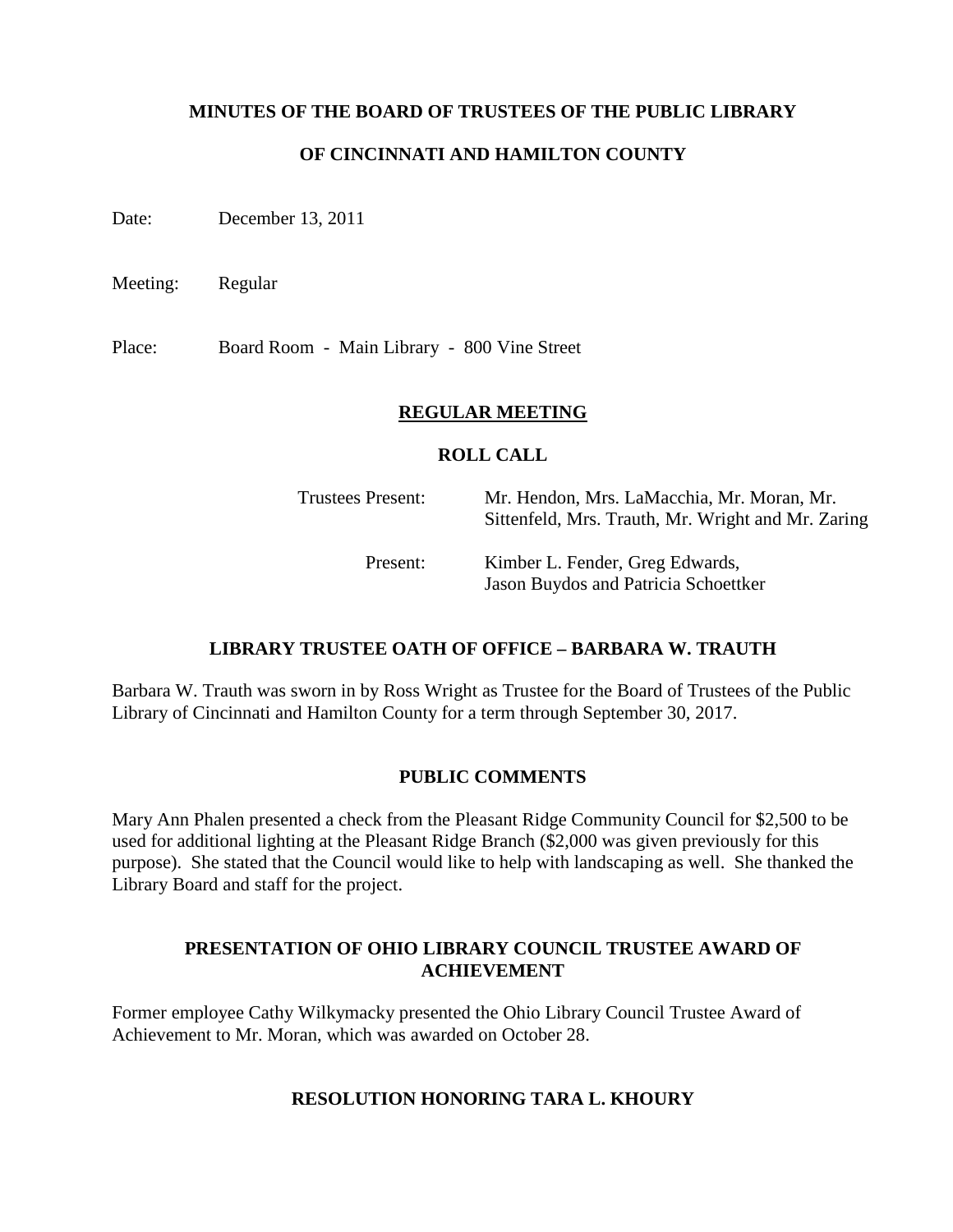**MINUTES OF THE BOARD OF TRUSTEES OF THE PUBLIC LIBRARY**

**OF CINCINNATI AND HAMILTON COUNTY**

Date: December 13, 2011

Meeting: Regular

Place: Board Room - Main Library - 800 Vine Street

## REGULAR MEETING

### ROLL CALL

Trustees Present: Mr. Hendon, Mrs. LaMacchia, Mr. Moran, Mr. Sittenfeld, Mrs. Trauth, Mr. Wright and Mr. Zaring

Present: Kimber L. Fender, Greg Edwards, Jason Buydos and Patricia Schoettker

### LIBRARY TRUSTEE OATH OF OFFICE – BARBARA W. TRAUTH

Barbara W. Trauth was sworn in by Ross Wright as Trustee for the Board of Trustees of the Public Library of Cincinnati and Hamilton County for a term through September 30, 2017.

### PUBLIC COMMENTS

Mary Ann Phalen presented a check from the Pleasant Ridge Community Council for $2,500 to be used for additional lighting at the Pleasant Ridge Branch ($2,000 was given previously for this purpose). She stated that the Council would like to help with landscaping as well. She thanked the Library Board and staff for the project.

### PRESENTATION OF OHIO LIBRARY COUNCIL TRUSTEE AWARD OF ACHIEVEMENT

Former employee Cathy Wilkymacky presented the Ohio Library Council Trustee Award of Achievement to Mr. Moran, which was awarded on October 28.

### RESOLUTION HONORING TARA L. KHOURY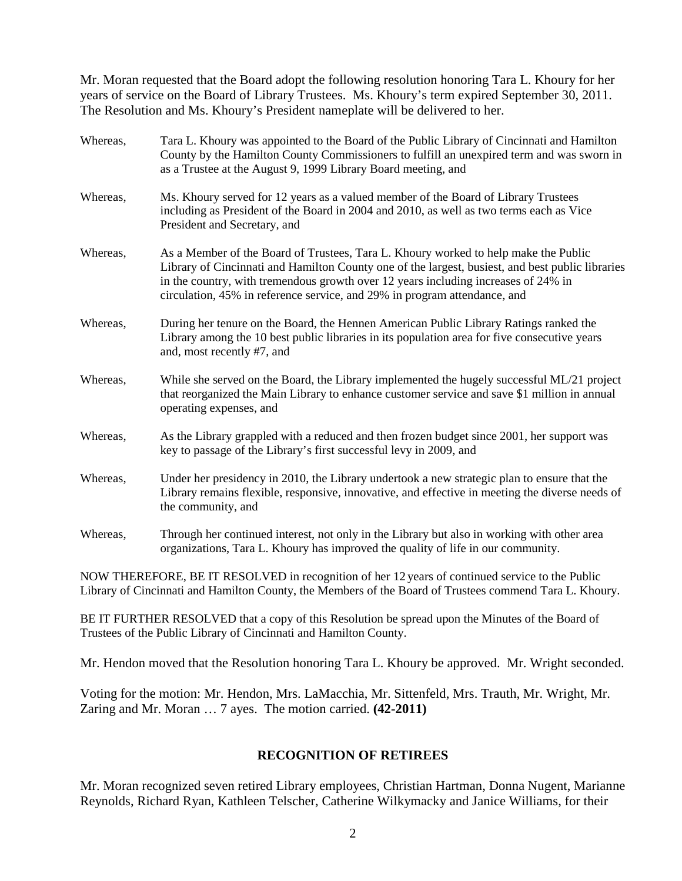Mr. Moran requested that the Board adopt the following resolution honoring Tara L. Khoury for her years of service on the Board of Library Trustees. Ms. Khoury's term expired September 30, 2011. The Resolution and Ms. Khoury's President nameplate will be delivered to her.

Whereas, Tara L. Khoury was appointed to the Board of the Public Library of Cincinnati and Hamilton County by the Hamilton County Commissioners to fulfill an unexpired term and was sworn in as a Trustee at the August 9, 1999 Library Board meeting, and

Whereas, Ms. Khoury served for 12 years as a valued member of the Board of Library Trustees including as President of the Board in 2004 and 2010, as well as two terms each as Vice President and Secretary, and

Whereas, As a Member of the Board of Trustees, Tara L. Khoury worked to help make the Public Library of Cincinnati and Hamilton County one of the largest, busiest, and best public libraries in the country, with tremendous growth over 12 years including increases of 24% in circulation, 45% in reference service, and 29% in program attendance, and

Whereas, During her tenure on the Board, the Hennen American Public Library Ratings ranked the Library among the 10 best public libraries in its population area for five consecutive years and, most recently #7, and

Whereas, While she served on the Board, the Library implemented the hugely successful ML/21 project that reorganized the Main Library to enhance customer service and save $1 million in annual operating expenses, and

Whereas, As the Library grappled with a reduced and then frozen budget since 2001, her support was key to passage of the Library's first successful levy in 2009, and

Whereas, Under her presidency in 2010, the Library undertook a new strategic plan to ensure that the Library remains flexible, responsive, innovative, and effective in meeting the diverse needs of the community, and

Whereas, Through her continued interest, not only in the Library but also in working with other area organizations, Tara L. Khoury has improved the quality of life in our community.

NOW THEREFORE, BE IT RESOLVED in recognition of her 12 years of continued service to the Public Library of Cincinnati and Hamilton County, the Members of the Board of Trustees commend Tara L. Khoury.

BE IT FURTHER RESOLVED that a copy of this Resolution be spread upon the Minutes of the Board of Trustees of the Public Library of Cincinnati and Hamilton County.

Mr. Hendon moved that the Resolution honoring Tara L. Khoury be approved. Mr. Wright seconded.

Voting for the motion: Mr. Hendon, Mrs. LaMacchia, Mr. Sittenfeld, Mrs. Trauth, Mr. Wright, Mr. Zaring and Mr. Moran … 7 ayes. The motion carried. **(42-2011)**

## RECOGNITION OF RETIREES

Mr. Moran recognized seven retired Library employees, Christian Hartman, Donna Nugent, Marianne Reynolds, Richard Ryan, Kathleen Telscher, Catherine Wilkymacky and Janice Williams, for their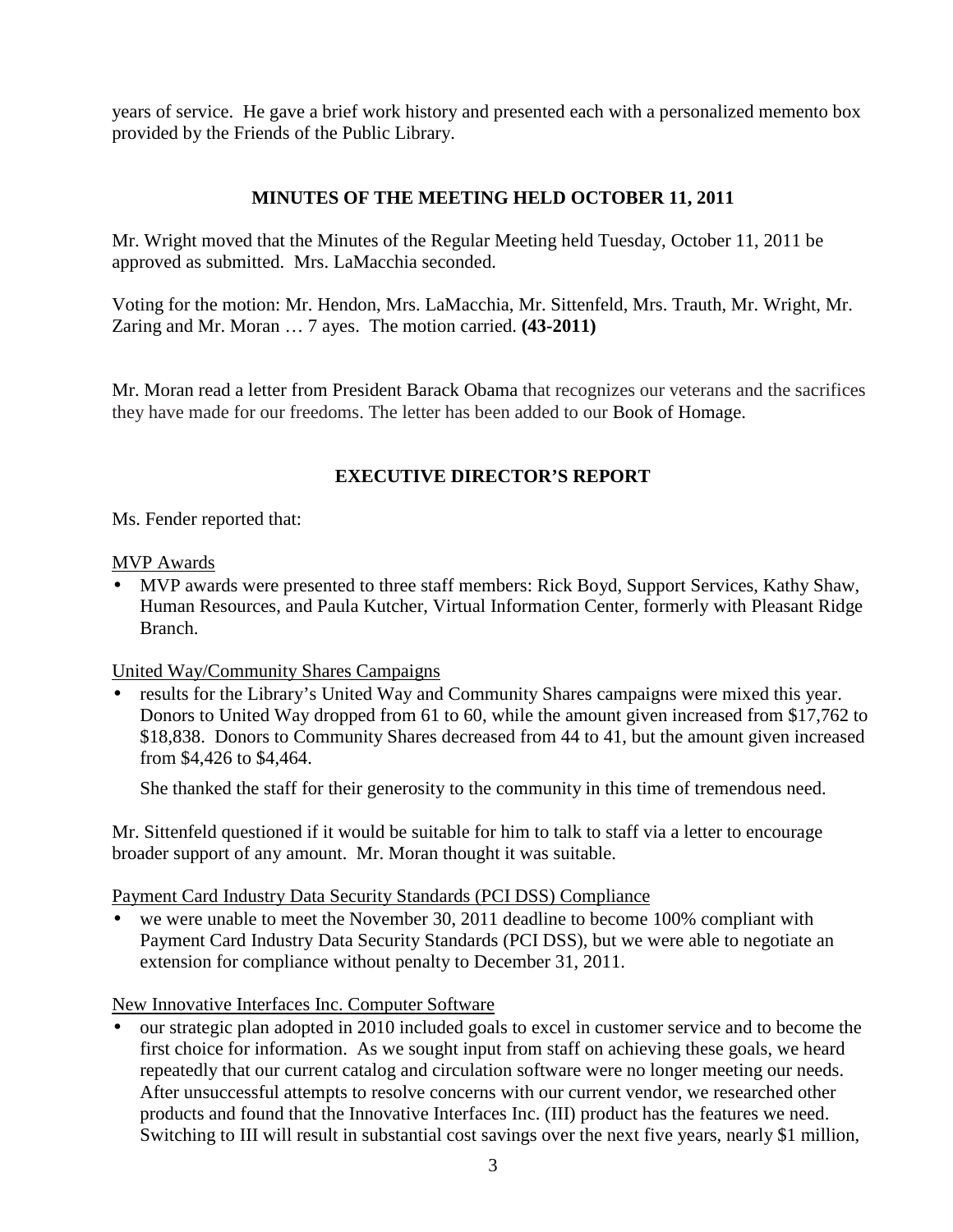years of service. He gave a brief work history and presented each with a personalized memento box provided by the Friends of the Public Library.

## MINUTES OF THE MEETING HELD OCTOBER 11, 2011

Mr. Wright moved that the Minutes of the Regular Meeting held Tuesday, October 11, 2011 be approved as submitted. Mrs. LaMacchia seconded.

Voting for the motion: Mr. Hendon, Mrs. LaMacchia, Mr. Sittenfeld, Mrs. Trauth, Mr. Wright, Mr. Zaring and Mr. Moran … 7 ayes. The motion carried. **(43-2011)**

Mr. Moran read a letter from President Barack Obama that recognizes our veterans and the sacrifices they have made for our freedoms. The letter has been added to our Book of Homage.

## EXECUTIVE DIRECTOR'S REPORT

Ms. Fender reported that:

<u>MVP Awards</u>

- MVP awards were presented to three staff members: Rick Boyd, Support Services, Kathy Shaw, Human Resources, and Paula Kutcher, Virtual Information Center, formerly with Pleasant Ridge Branch.

<u>United Way/Community Shares Campaigns</u>

- results for the Library's United Way and Community Shares campaigns were mixed this year. Donors to United Way dropped from 61 to 60, while the amount given increased from $17,762 to $18,838. Donors to Community Shares decreased from 44 to 41, but the amount given increased from $4,426 to $4,464.

  She thanked the staff for their generosity to the community in this time of tremendous need.

Mr. Sittenfeld questioned if it would be suitable for him to talk to staff via a letter to encourage broader support of any amount. Mr. Moran thought it was suitable.

<u>Payment Card Industry Data Security Standards (PCI DSS) Compliance</u>

- we were unable to meet the November 30, 2011 deadline to become 100% compliant with Payment Card Industry Data Security Standards (PCI DSS), but we were able to negotiate an extension for compliance without penalty to December 31, 2011.

<u>New Innovative Interfaces Inc. Computer Software</u>

- our strategic plan adopted in 2010 included goals to excel in customer service and to become the first choice for information. As we sought input from staff on achieving these goals, we heard repeatedly that our current catalog and circulation software were no longer meeting our needs. After unsuccessful attempts to resolve concerns with our current vendor, we researched other products and found that the Innovative Interfaces Inc. (III) product has the features we need. Switching to III will result in substantial cost savings over the next five years, nearly $1 million,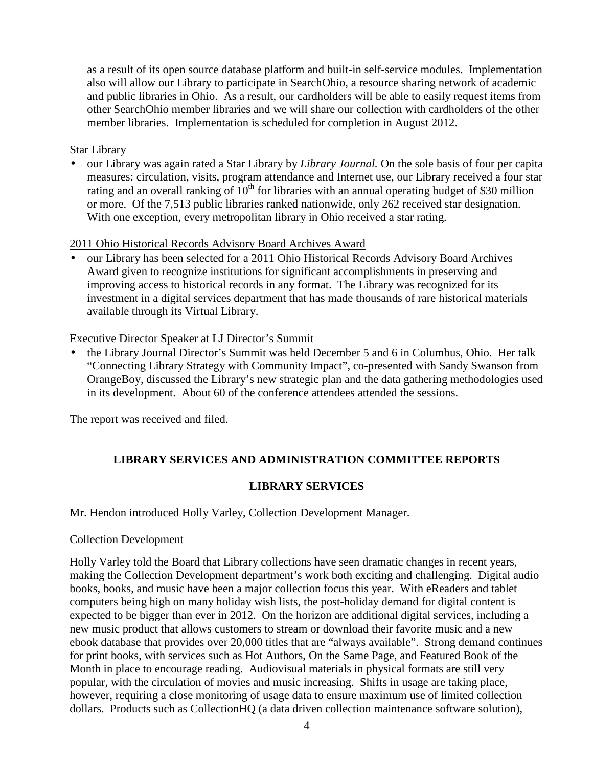as a result of its open source database platform and built-in self-service modules. Implementation also will allow our Library to participate in SearchOhio, a resource sharing network of academic and public libraries in Ohio. As a result, our cardholders will be able to easily request items from other SearchOhio member libraries and we will share our collection with cardholders of the other member libraries. Implementation is scheduled for completion in August 2012.

Star Library

- our Library was again rated a Star Library by *Library Journal.* On the sole basis of four per capita measures: circulation, visits, program attendance and Internet use, our Library received a four star rating and an overall ranking of 10th for libraries with an annual operating budget of $30 million or more. Of the 7,513 public libraries ranked nationwide, only 262 received star designation. With one exception, every metropolitan library in Ohio received a star rating.

2011 Ohio Historical Records Advisory Board Archives Award

- our Library has been selected for a 2011 Ohio Historical Records Advisory Board Archives Award given to recognize institutions for significant accomplishments in preserving and improving access to historical records in any format. The Library was recognized for its investment in a digital services department that has made thousands of rare historical materials available through its Virtual Library.

Executive Director Speaker at LJ Director's Summit

- the Library Journal Director's Summit was held December 5 and 6 in Columbus, Ohio. Her talk "Connecting Library Strategy with Community Impact", co-presented with Sandy Swanson from OrangeBoy, discussed the Library's new strategic plan and the data gathering methodologies used in its development. About 60 of the conference attendees attended the sessions.

The report was received and filed.

## LIBRARY SERVICES AND ADMINISTRATION COMMITTEE REPORTS

## LIBRARY SERVICES

Mr. Hendon introduced Holly Varley, Collection Development Manager.

Collection Development

Holly Varley told the Board that Library collections have seen dramatic changes in recent years, making the Collection Development department's work both exciting and challenging. Digital audio books, books, and music have been a major collection focus this year. With eReaders and tablet computers being high on many holiday wish lists, the post-holiday demand for digital content is expected to be bigger than ever in 2012. On the horizon are additional digital services, including a new music product that allows customers to stream or download their favorite music and a new ebook database that provides over 20,000 titles that are "always available". Strong demand continues for print books, with services such as Hot Authors, On the Same Page, and Featured Book of the Month in place to encourage reading. Audiovisual materials in physical formats are still very popular, with the circulation of movies and music increasing. Shifts in usage are taking place, however, requiring a close monitoring of usage data to ensure maximum use of limited collection dollars. Products such as CollectionHQ (a data driven collection maintenance software solution),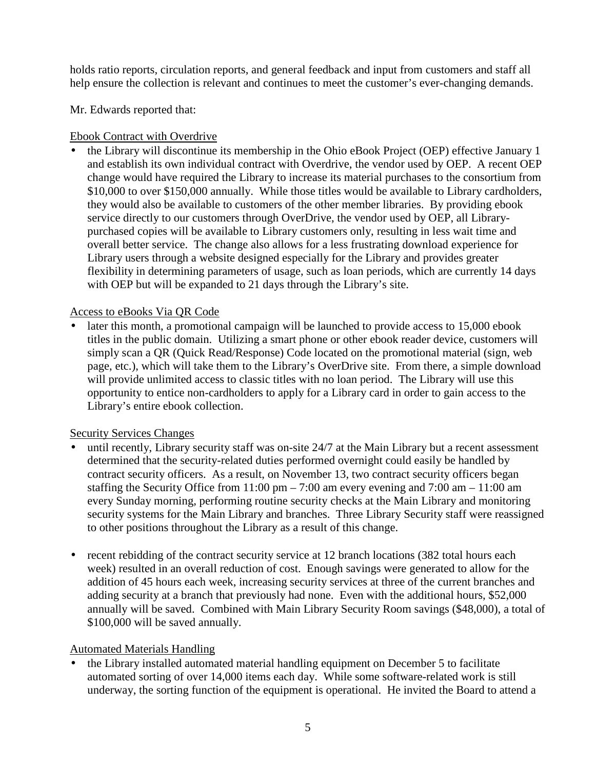holds ratio reports, circulation reports, and general feedback and input from customers and staff all help ensure the collection is relevant and continues to meet the customer's ever-changing demands.

Mr. Edwards reported that:

<u>Ebook Contract with Overdrive</u>

- the Library will discontinue its membership in the Ohio eBook Project (OEP) effective January 1 and establish its own individual contract with Overdrive, the vendor used by OEP. A recent OEP change would have required the Library to increase its material purchases to the consortium from \$10,000 to over \$150,000 annually. While those titles would be available to Library cardholders, they would also be available to customers of the other member libraries. By providing ebook service directly to our customers through OverDrive, the vendor used by OEP, all Library-purchased copies will be available to Library customers only, resulting in less wait time and overall better service. The change also allows for a less frustrating download experience for Library users through a website designed especially for the Library and provides greater flexibility in determining parameters of usage, such as loan periods, which are currently 14 days with OEP but will be expanded to 21 days through the Library's site.

<u>Access to eBooks Via QR Code</u>

- later this month, a promotional campaign will be launched to provide access to 15,000 ebook titles in the public domain. Utilizing a smart phone or other ebook reader device, customers will simply scan a QR (Quick Read/Response) Code located on the promotional material (sign, web page, etc.), which will take them to the Library's OverDrive site. From there, a simple download will provide unlimited access to classic titles with no loan period. The Library will use this opportunity to entice non-cardholders to apply for a Library card in order to gain access to the Library's entire ebook collection.

<u>Security Services Changes</u>

- until recently, Library security staff was on-site 24/7 at the Main Library but a recent assessment determined that the security-related duties performed overnight could easily be handled by contract security officers. As a result, on November 13, two contract security officers began staffing the Security Office from 11:00 pm – 7:00 am every evening and 7:00 am – 11:00 am every Sunday morning, performing routine security checks at the Main Library and monitoring security systems for the Main Library and branches. Three Library Security staff were reassigned to other positions throughout the Library as a result of this change.

- recent rebidding of the contract security service at 12 branch locations (382 total hours each week) resulted in an overall reduction of cost. Enough savings were generated to allow for the addition of 45 hours each week, increasing security services at three of the current branches and adding security at a branch that previously had none. Even with the additional hours, \$52,000 annually will be saved. Combined with Main Library Security Room savings (\$48,000), a total of \$100,000 will be saved annually.

<u>Automated Materials Handling</u>

- the Library installed automated material handling equipment on December 5 to facilitate automated sorting of over 14,000 items each day. While some software-related work is still underway, the sorting function of the equipment is operational. He invited the Board to attend a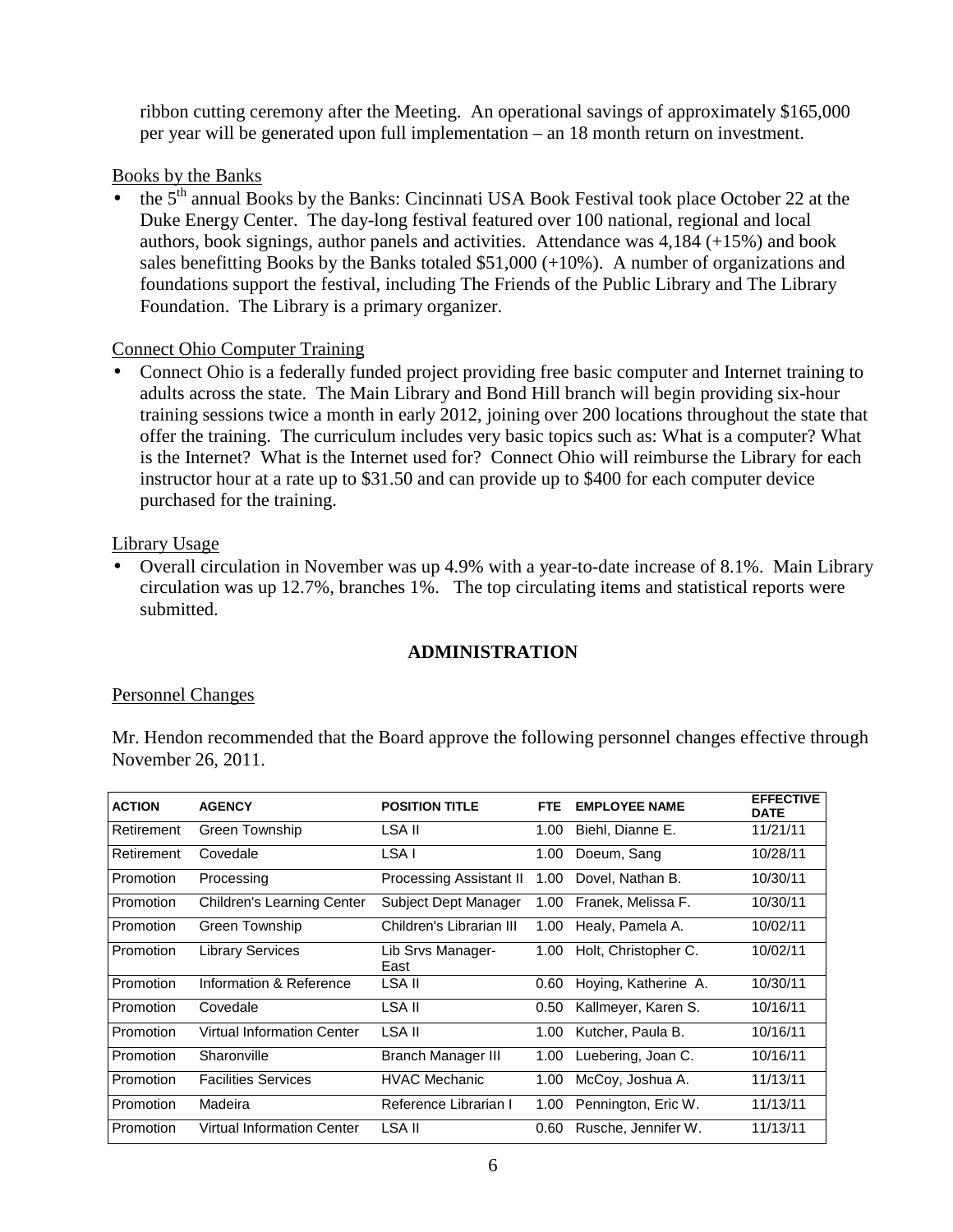ribbon cutting ceremony after the Meeting. An operational savings of approximately $165,000 per year will be generated upon full implementation – an 18 month return on investment.

Books by the Banks

- the 5th annual Books by the Banks: Cincinnati USA Book Festival took place October 22 at the Duke Energy Center. The day-long festival featured over 100 national, regional and local authors, book signings, author panels and activities. Attendance was 4,184 (+15%) and book sales benefitting Books by the Banks totaled $51,000 (+10%). A number of organizations and foundations support the festival, including The Friends of the Public Library and The Library Foundation. The Library is a primary organizer.

Connect Ohio Computer Training

- Connect Ohio is a federally funded project providing free basic computer and Internet training to adults across the state. The Main Library and Bond Hill branch will begin providing six-hour training sessions twice a month in early 2012, joining over 200 locations throughout the state that offer the training. The curriculum includes very basic topics such as: What is a computer? What is the Internet? What is the Internet used for? Connect Ohio will reimburse the Library for each instructor hour at a rate up to $31.50 and can provide up to $400 for each computer device purchased for the training.

Library Usage

- Overall circulation in November was up 4.9% with a year-to-date increase of 8.1%. Main Library circulation was up 12.7%, branches 1%. The top circulating items and statistical reports were submitted.

## ADMINISTRATION

Personnel Changes

Mr. Hendon recommended that the Board approve the following personnel changes effective through November 26, 2011.

| ACTION | AGENCY | POSITION TITLE | FTE | EMPLOYEE NAME | EFFECTIVE DATE |
|---|---|---|---|---|---|
| Retirement | Green Township | LSA II | 1.00 | Biehl, Dianne E. | 11/21/11 |
| Retirement | Covedale | LSA I | 1.00 | Doeum, Sang | 10/28/11 |
| Promotion | Processing | Processing Assistant II | 1.00 | Dovel, Nathan B. | 10/30/11 |
| Promotion | Children's Learning Center | Subject Dept Manager | 1.00 | Franek, Melissa F. | 10/30/11 |
| Promotion | Green Township | Children's Librarian III | 1.00 | Healy, Pamela A. | 10/02/11 |
| Promotion | Library Services | Lib Srvs Manager-East | 1.00 | Holt, Christopher C. | 10/02/11 |
| Promotion | Information & Reference | LSA II | 0.60 | Hoying, Katherine A. | 10/30/11 |
| Promotion | Covedale | LSA II | 0.50 | Kallmeyer, Karen S. | 10/16/11 |
| Promotion | Virtual Information Center | LSA II | 1.00 | Kutcher, Paula B. | 10/16/11 |
| Promotion | Sharonville | Branch Manager III | 1.00 | Luebering, Joan C. | 10/16/11 |
| Promotion | Facilities Services | HVAC Mechanic | 1.00 | McCoy, Joshua A. | 11/13/11 |
| Promotion | Madeira | Reference Librarian I | 1.00 | Pennington, Eric W. | 11/13/11 |
| Promotion | Virtual Information Center | LSA II | 0.60 | Rusche, Jennifer W. | 11/13/11 |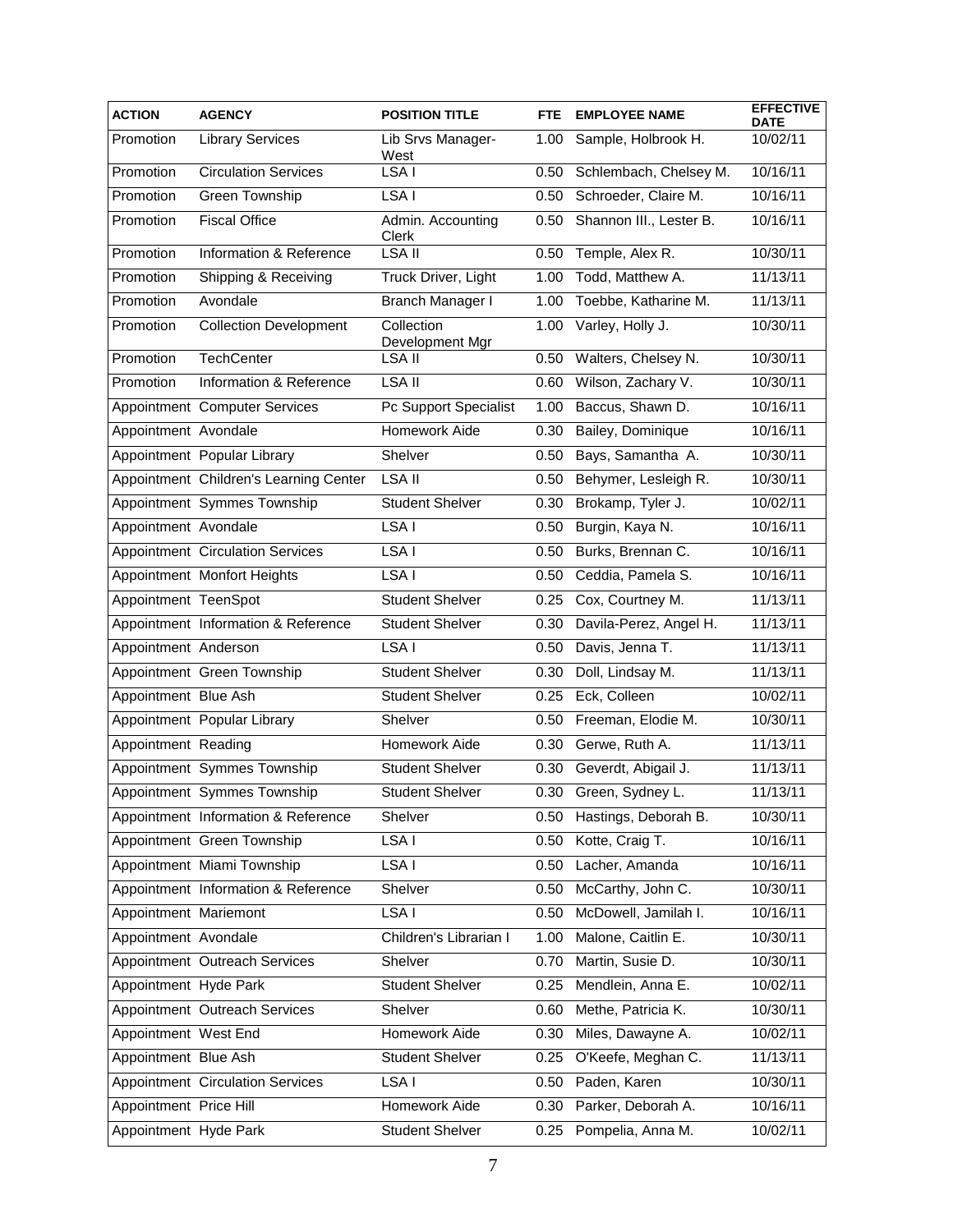| ACTION | AGENCY | POSITION TITLE | FTE | EMPLOYEE NAME | EFFECTIVE DATE |
|---|---|---|---|---|---|
| Promotion | Library Services | Lib Srvs Manager-West | 1.00 | Sample, Holbrook H. | 10/02/11 |
| Promotion | Circulation Services | LSA I | 0.50 | Schlembach, Chelsey M. | 10/16/11 |
| Promotion | Green Township | LSA I | 0.50 | Schroeder, Claire M. | 10/16/11 |
| Promotion | Fiscal Office | Admin. Accounting Clerk | 0.50 | Shannon III., Lester B. | 10/16/11 |
| Promotion | Information & Reference | LSA II | 0.50 | Temple, Alex R. | 10/30/11 |
| Promotion | Shipping & Receiving | Truck Driver, Light | 1.00 | Todd, Matthew A. | 11/13/11 |
| Promotion | Avondale | Branch Manager I | 1.00 | Toebbe, Katharine M. | 11/13/11 |
| Promotion | Collection Development | Collection Development Mgr | 1.00 | Varley, Holly J. | 10/30/11 |
| Promotion | TechCenter | LSA II | 0.50 | Walters, Chelsey N. | 10/30/11 |
| Promotion | Information & Reference | LSA II | 0.60 | Wilson, Zachary V. | 10/30/11 |
| Appointment | Computer Services | Pc Support Specialist | 1.00 | Baccus, Shawn D. | 10/16/11 |
| Appointment | Avondale | Homework Aide | 0.30 | Bailey, Dominique | 10/16/11 |
| Appointment | Popular Library | Shelver | 0.50 | Bays, Samantha A. | 10/30/11 |
| Appointment | Children's Learning Center | LSA II | 0.50 | Behymer, Lesleigh R. | 10/30/11 |
| Appointment | Symmes Township | Student Shelver | 0.30 | Brokamp, Tyler J. | 10/02/11 |
| Appointment | Avondale | LSA I | 0.50 | Burgin, Kaya N. | 10/16/11 |
| Appointment | Circulation Services | LSA I | 0.50 | Burks, Brennan C. | 10/16/11 |
| Appointment | Monfort Heights | LSA I | 0.50 | Ceddia, Pamela S. | 10/16/11 |
| Appointment | TeenSpot | Student Shelver | 0.25 | Cox, Courtney M. | 11/13/11 |
| Appointment | Information & Reference | Student Shelver | 0.30 | Davila-Perez, Angel H. | 11/13/11 |
| Appointment | Anderson | LSA I | 0.50 | Davis, Jenna T. | 11/13/11 |
| Appointment | Green Township | Student Shelver | 0.30 | Doll, Lindsay M. | 11/13/11 |
| Appointment | Blue Ash | Student Shelver | 0.25 | Eck, Colleen | 10/02/11 |
| Appointment | Popular Library | Shelver | 0.50 | Freeman, Elodie M. | 10/30/11 |
| Appointment | Reading | Homework Aide | 0.30 | Gerwe, Ruth A. | 11/13/11 |
| Appointment | Symmes Township | Student Shelver | 0.30 | Geverdt, Abigail J. | 11/13/11 |
| Appointment | Symmes Township | Student Shelver | 0.30 | Green, Sydney L. | 11/13/11 |
| Appointment | Information & Reference | Shelver | 0.50 | Hastings, Deborah B. | 10/30/11 |
| Appointment | Green Township | LSA I | 0.50 | Kotte, Craig T. | 10/16/11 |
| Appointment | Miami Township | LSA I | 0.50 | Lacher, Amanda | 10/16/11 |
| Appointment | Information & Reference | Shelver | 0.50 | McCarthy, John C. | 10/30/11 |
| Appointment | Mariemont | LSA I | 0.50 | McDowell, Jamilah I. | 10/16/11 |
| Appointment | Avondale | Children's Librarian I | 1.00 | Malone, Caitlin E. | 10/30/11 |
| Appointment | Outreach Services | Shelver | 0.70 | Martin, Susie D. | 10/30/11 |
| Appointment | Hyde Park | Student Shelver | 0.25 | Mendlein, Anna E. | 10/02/11 |
| Appointment | Outreach Services | Shelver | 0.60 | Methe, Patricia K. | 10/30/11 |
| Appointment | West End | Homework Aide | 0.30 | Miles, Dawayne A. | 10/02/11 |
| Appointment | Blue Ash | Student Shelver | 0.25 | O'Keefe, Meghan C. | 11/13/11 |
| Appointment | Circulation Services | LSA I | 0.50 | Paden, Karen | 10/30/11 |
| Appointment | Price Hill | Homework Aide | 0.30 | Parker, Deborah A. | 10/16/11 |
| Appointment | Hyde Park | Student Shelver | 0.25 | Pompelia, Anna M. | 10/02/11 |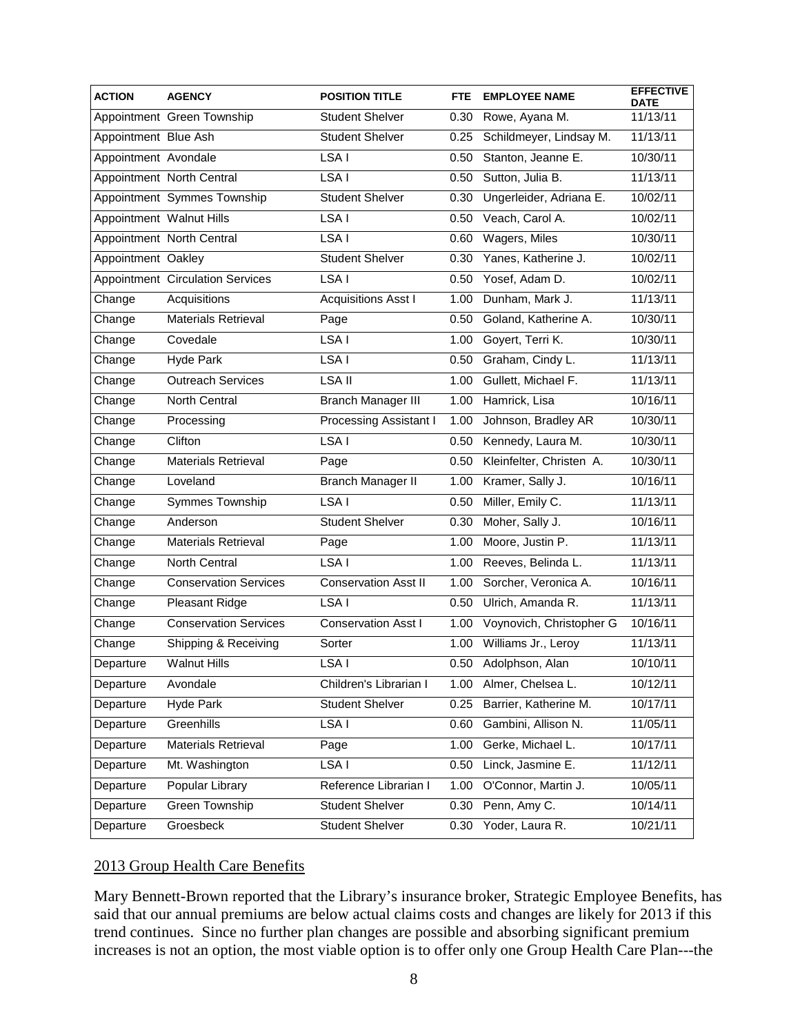| ACTION | AGENCY | POSITION TITLE | FTE | EMPLOYEE NAME | EFFECTIVE DATE |
|---|---|---|---|---|---|
| Appointment | Green Township | Student Shelver | 0.30 | Rowe, Ayana M. | 11/13/11 |
| Appointment | Blue Ash | Student Shelver | 0.25 | Schildmeyer, Lindsay M. | 11/13/11 |
| Appointment | Avondale | LSA I | 0.50 | Stanton, Jeanne E. | 10/30/11 |
| Appointment | North Central | LSA I | 0.50 | Sutton, Julia B. | 11/13/11 |
| Appointment | Symmes Township | Student Shelver | 0.30 | Ungerleider, Adriana E. | 10/02/11 |
| Appointment | Walnut Hills | LSA I | 0.50 | Veach, Carol A. | 10/02/11 |
| Appointment | North Central | LSA I | 0.60 | Wagers, Miles | 10/30/11 |
| Appointment | Oakley | Student Shelver | 0.30 | Yanes, Katherine J. | 10/02/11 |
| Appointment | Circulation Services | LSA I | 0.50 | Yosef, Adam D. | 10/02/11 |
| Change | Acquisitions | Acquisitions Asst I | 1.00 | Dunham, Mark J. | 11/13/11 |
| Change | Materials Retrieval | Page | 0.50 | Goland, Katherine A. | 10/30/11 |
| Change | Covedale | LSA I | 1.00 | Goyert, Terri K. | 10/30/11 |
| Change | Hyde Park | LSA I | 0.50 | Graham, Cindy L. | 11/13/11 |
| Change | Outreach Services | LSA II | 1.00 | Gullett, Michael F. | 11/13/11 |
| Change | North Central | Branch Manager III | 1.00 | Hamrick, Lisa | 10/16/11 |
| Change | Processing | Processing Assistant I | 1.00 | Johnson, Bradley AR | 10/30/11 |
| Change | Clifton | LSA I | 0.50 | Kennedy, Laura M. | 10/30/11 |
| Change | Materials Retrieval | Page | 0.50 | Kleinfelter, Christen A. | 10/30/11 |
| Change | Loveland | Branch Manager II | 1.00 | Kramer, Sally J. | 10/16/11 |
| Change | Symmes Township | LSA I | 0.50 | Miller, Emily C. | 11/13/11 |
| Change | Anderson | Student Shelver | 0.30 | Moher, Sally J. | 10/16/11 |
| Change | Materials Retrieval | Page | 1.00 | Moore, Justin P. | 11/13/11 |
| Change | North Central | LSA I | 1.00 | Reeves, Belinda L. | 11/13/11 |
| Change | Conservation Services | Conservation Asst II | 1.00 | Sorcher, Veronica A. | 10/16/11 |
| Change | Pleasant Ridge | LSA I | 0.50 | Ulrich, Amanda R. | 11/13/11 |
| Change | Conservation Services | Conservation Asst I | 1.00 | Voynovich, Christopher G | 10/16/11 |
| Change | Shipping & Receiving | Sorter | 1.00 | Williams Jr., Leroy | 11/13/11 |
| Departure | Walnut Hills | LSA I | 0.50 | Adolphson, Alan | 10/10/11 |
| Departure | Avondale | Children's Librarian I | 1.00 | Almer, Chelsea L. | 10/12/11 |
| Departure | Hyde Park | Student Shelver | 0.25 | Barrier, Katherine M. | 10/17/11 |
| Departure | Greenhills | LSA I | 0.60 | Gambini, Allison N. | 11/05/11 |
| Departure | Materials Retrieval | Page | 1.00 | Gerke, Michael L. | 10/17/11 |
| Departure | Mt. Washington | LSA I | 0.50 | Linck, Jasmine E. | 11/12/11 |
| Departure | Popular Library | Reference Librarian I | 1.00 | O'Connor, Martin J. | 10/05/11 |
| Departure | Green Township | Student Shelver | 0.30 | Penn, Amy C. | 10/14/11 |
| Departure | Groesbeck | Student Shelver | 0.30 | Yoder, Laura R. | 10/21/11 |

## 2013 Group Health Care Benefits

Mary Bennett-Brown reported that the Library's insurance broker, Strategic Employee Benefits, has said that our annual premiums are below actual claims costs and changes are likely for 2013 if this trend continues. Since no further plan changes are possible and absorbing significant premium increases is not an option, the most viable option is to offer only one Group Health Care Plan---the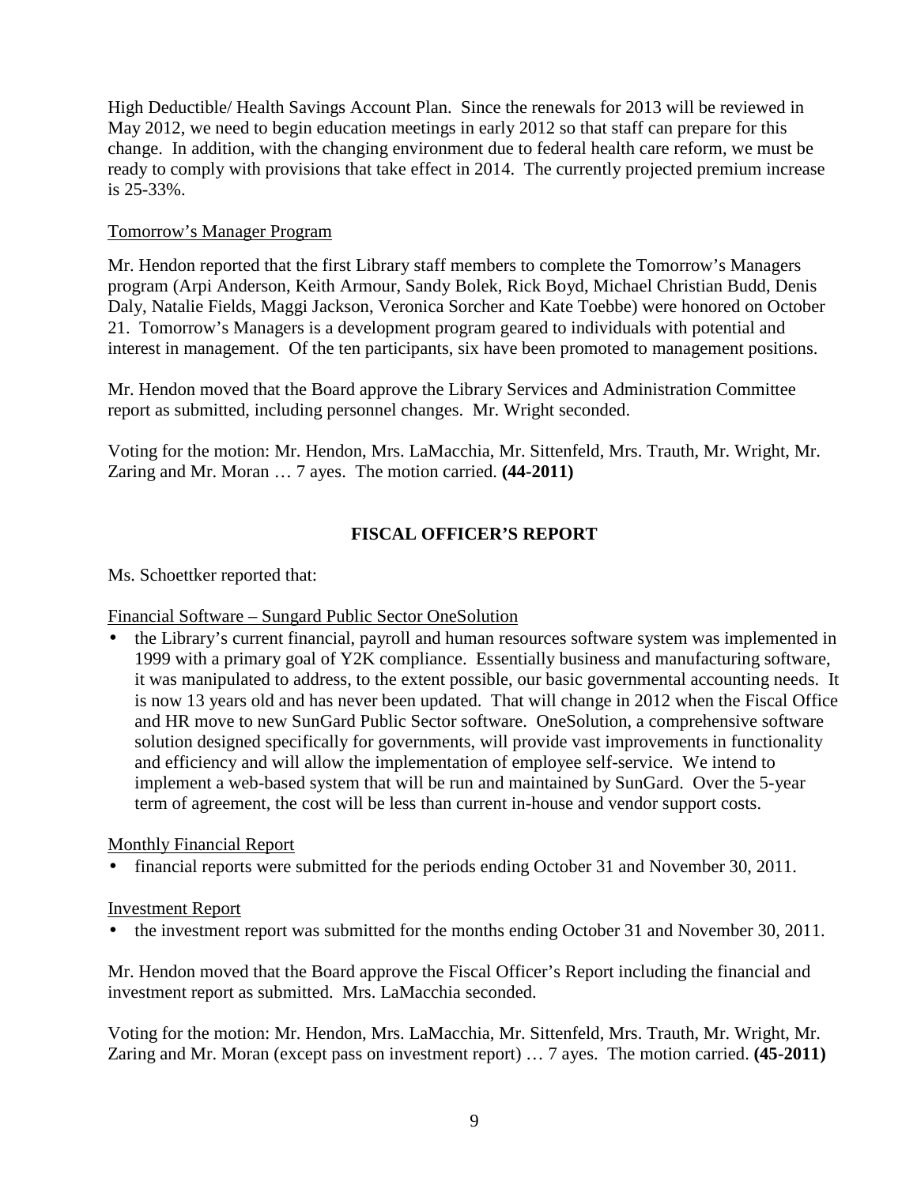High Deductible/ Health Savings Account Plan. Since the renewals for 2013 will be reviewed in May 2012, we need to begin education meetings in early 2012 so that staff can prepare for this change. In addition, with the changing environment due to federal health care reform, we must be ready to comply with provisions that take effect in 2014. The currently projected premium increase is 25-33%.

<u>Tomorrow's Manager Program</u>

Mr. Hendon reported that the first Library staff members to complete the Tomorrow's Managers program (Arpi Anderson, Keith Armour, Sandy Bolek, Rick Boyd, Michael Christian Budd, Denis Daly, Natalie Fields, Maggi Jackson, Veronica Sorcher and Kate Toebbe) were honored on October 21. Tomorrow's Managers is a development program geared to individuals with potential and interest in management. Of the ten participants, six have been promoted to management positions.

Mr. Hendon moved that the Board approve the Library Services and Administration Committee report as submitted, including personnel changes. Mr. Wright seconded.

Voting for the motion: Mr. Hendon, Mrs. LaMacchia, Mr. Sittenfeld, Mrs. Trauth, Mr. Wright, Mr. Zaring and Mr. Moran … 7 ayes. The motion carried. **(44-2011)**

## FISCAL OFFICER'S REPORT

Ms. Schoettker reported that:

<u>Financial Software – Sungard Public Sector OneSolution</u>

- the Library's current financial, payroll and human resources software system was implemented in 1999 with a primary goal of Y2K compliance. Essentially business and manufacturing software, it was manipulated to address, to the extent possible, our basic governmental accounting needs. It is now 13 years old and has never been updated. That will change in 2012 when the Fiscal Office and HR move to new SunGard Public Sector software. OneSolution, a comprehensive software solution designed specifically for governments, will provide vast improvements in functionality and efficiency and will allow the implementation of employee self-service. We intend to implement a web-based system that will be run and maintained by SunGard. Over the 5-year term of agreement, the cost will be less than current in-house and vendor support costs.

<u>Monthly Financial Report</u>

- financial reports were submitted for the periods ending October 31 and November 30, 2011.

<u>Investment Report</u>

- the investment report was submitted for the months ending October 31 and November 30, 2011.

Mr. Hendon moved that the Board approve the Fiscal Officer's Report including the financial and investment report as submitted. Mrs. LaMacchia seconded.

Voting for the motion: Mr. Hendon, Mrs. LaMacchia, Mr. Sittenfeld, Mrs. Trauth, Mr. Wright, Mr. Zaring and Mr. Moran (except pass on investment report) … 7 ayes. The motion carried. **(45-2011)**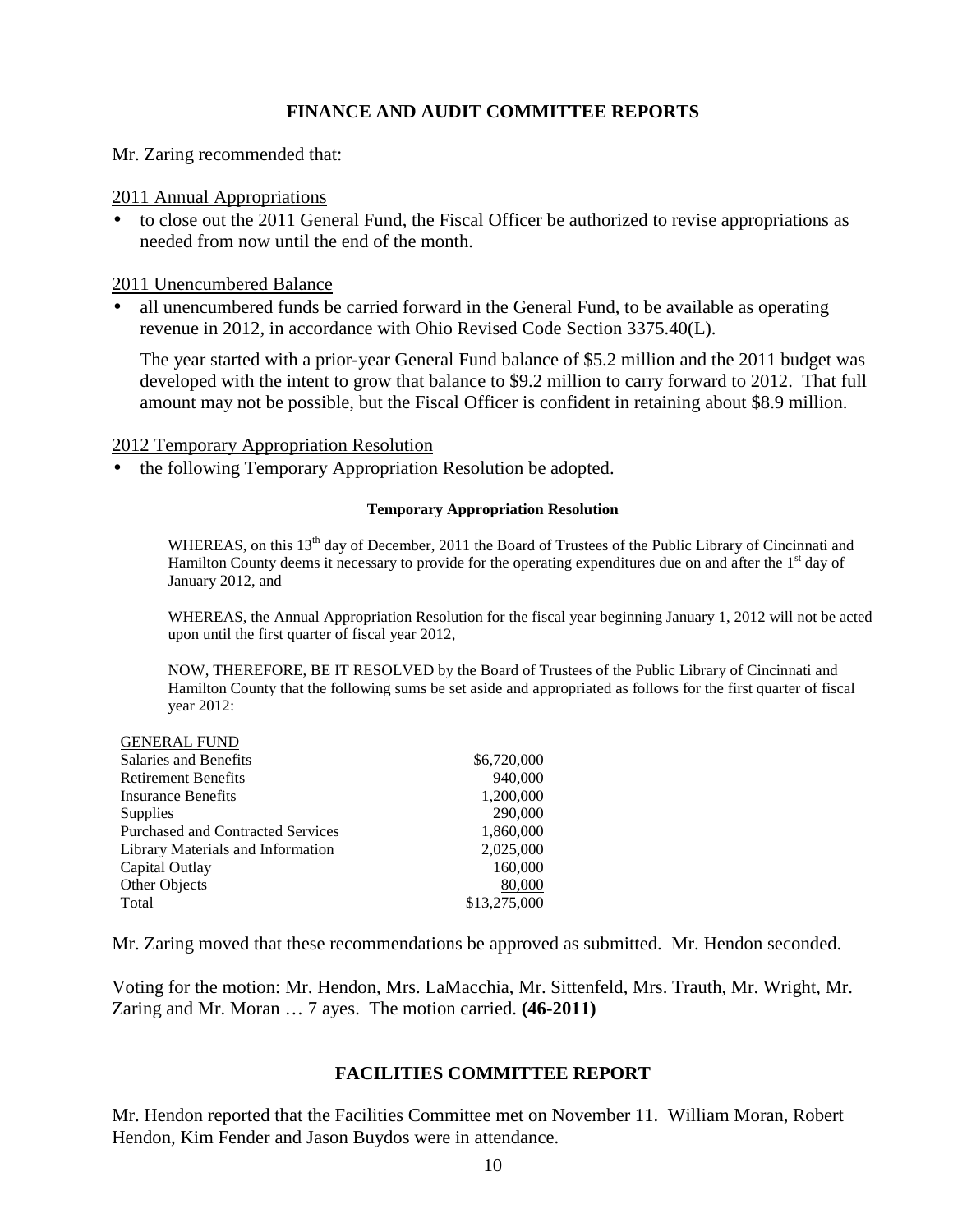## FINANCE AND AUDIT COMMITTEE REPORTS

Mr. Zaring recommended that:

<u>2011 Annual Appropriations</u>

- to close out the 2011 General Fund, the Fiscal Officer be authorized to revise appropriations as needed from now until the end of the month.

<u>2011 Unencumbered Balance</u>

- all unencumbered funds be carried forward in the General Fund, to be available as operating revenue in 2012, in accordance with Ohio Revised Code Section 3375.40(L).

  The year started with a prior-year General Fund balance of $5.2 million and the 2011 budget was developed with the intent to grow that balance to $9.2 million to carry forward to 2012. That full amount may not be possible, but the Fiscal Officer is confident in retaining about $8.9 million.

<u>2012 Temporary Appropriation Resolution</u>

- the following Temporary Appropriation Resolution be adopted.

**Temporary Appropriation Resolution**

WHEREAS, on this 13th day of December, 2011 the Board of Trustees of the Public Library of Cincinnati and Hamilton County deems it necessary to provide for the operating expenditures due on and after the 1st day of January 2012, and

WHEREAS, the Annual Appropriation Resolution for the fiscal year beginning January 1, 2012 will not be acted upon until the first quarter of fiscal year 2012,

NOW, THEREFORE, BE IT RESOLVED by the Board of Trustees of the Public Library of Cincinnati and Hamilton County that the following sums be set aside and appropriated as follows for the first quarter of fiscal year 2012:

| <u>GENERAL FUND</u> | |
|---|---|
| Salaries and Benefits | $6,720,000 |
| Retirement Benefits | 940,000 |
| Insurance Benefits | 1,200,000 |
| Supplies | 290,000 |
| Purchased and Contracted Services | 1,860,000 |
| Library Materials and Information | 2,025,000 |
| Capital Outlay | 160,000 |
| Other Objects | <u>80,000</u> |
| Total | $13,275,000 |

Mr. Zaring moved that these recommendations be approved as submitted. Mr. Hendon seconded.

Voting for the motion: Mr. Hendon, Mrs. LaMacchia, Mr. Sittenfeld, Mrs. Trauth, Mr. Wright, Mr. Zaring and Mr. Moran … 7 ayes. The motion carried. **(46-2011)**

## FACILITIES COMMITTEE REPORT

Mr. Hendon reported that the Facilities Committee met on November 11. William Moran, Robert Hendon, Kim Fender and Jason Buydos were in attendance.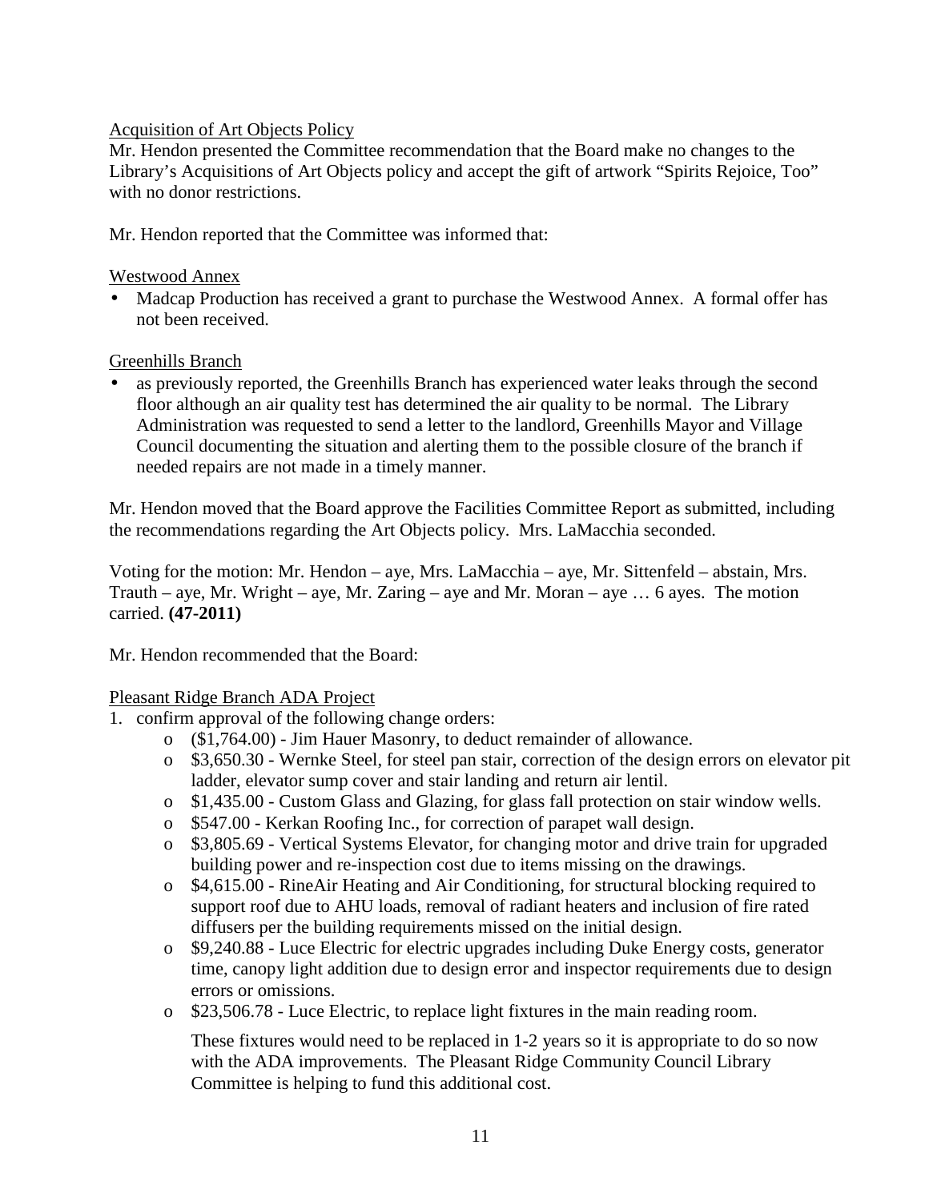Acquisition of Art Objects Policy

Mr. Hendon presented the Committee recommendation that the Board make no changes to the Library's Acquisitions of Art Objects policy and accept the gift of artwork "Spirits Rejoice, Too" with no donor restrictions.

Mr. Hendon reported that the Committee was informed that:

Westwood Annex

- Madcap Production has received a grant to purchase the Westwood Annex. A formal offer has not been received.

Greenhills Branch

- as previously reported, the Greenhills Branch has experienced water leaks through the second floor although an air quality test has determined the air quality to be normal. The Library Administration was requested to send a letter to the landlord, Greenhills Mayor and Village Council documenting the situation and alerting them to the possible closure of the branch if needed repairs are not made in a timely manner.

Mr. Hendon moved that the Board approve the Facilities Committee Report as submitted, including the recommendations regarding the Art Objects policy. Mrs. LaMacchia seconded.

Voting for the motion: Mr. Hendon – aye, Mrs. LaMacchia – aye, Mr. Sittenfeld – abstain, Mrs. Trauth – aye, Mr. Wright – aye, Mr. Zaring – aye and Mr. Moran – aye … 6 ayes. The motion carried. **(47-2011)**

Mr. Hendon recommended that the Board:

Pleasant Ridge Branch ADA Project

1. confirm approval of the following change orders:
   - ($1,764.00) - Jim Hauer Masonry, to deduct remainder of allowance.
   - $3,650.30 - Wernke Steel, for steel pan stair, correction of the design errors on elevator pit ladder, elevator sump cover and stair landing and return air lentil.
   - $1,435.00 - Custom Glass and Glazing, for glass fall protection on stair window wells.
   - $547.00 - Kerkan Roofing Inc., for correction of parapet wall design.
   - $3,805.69 - Vertical Systems Elevator, for changing motor and drive train for upgraded building power and re-inspection cost due to items missing on the drawings.
   - $4,615.00 - RineAir Heating and Air Conditioning, for structural blocking required to support roof due to AHU loads, removal of radiant heaters and inclusion of fire rated diffusers per the building requirements missed on the initial design.
   - $9,240.88 - Luce Electric for electric upgrades including Duke Energy costs, generator time, canopy light addition due to design error and inspector requirements due to design errors or omissions.
   - $23,506.78 - Luce Electric, to replace light fixtures in the main reading room.

   These fixtures would need to be replaced in 1-2 years so it is appropriate to do so now with the ADA improvements. The Pleasant Ridge Community Council Library Committee is helping to fund this additional cost.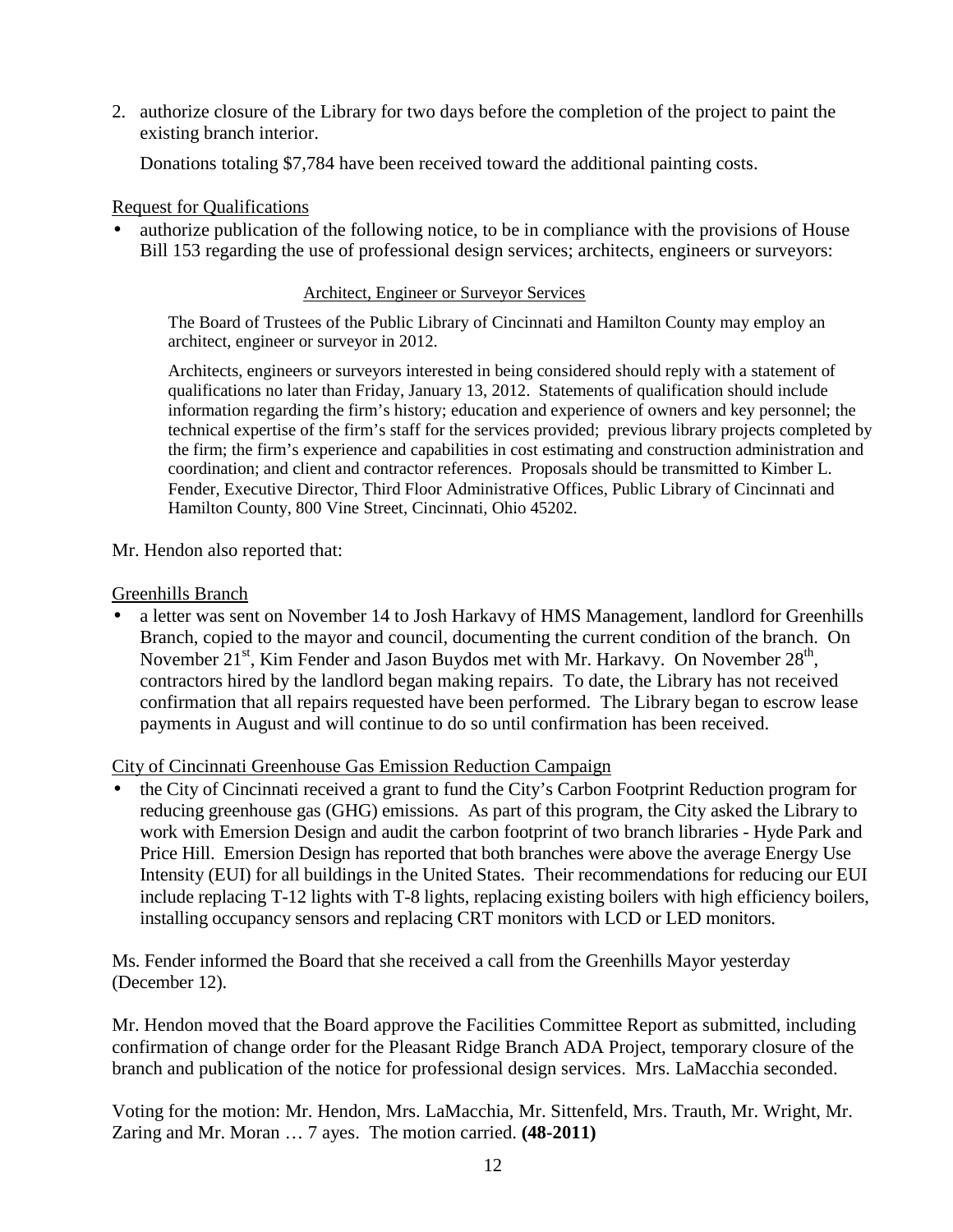2. authorize closure of the Library for two days before the completion of the project to paint the existing branch interior.

   Donations totaling $7,784 have been received toward the additional painting costs.

Request for Qualifications

- authorize publication of the following notice, to be in compliance with the provisions of House Bill 153 regarding the use of professional design services; architects, engineers or surveyors:

Architect, Engineer or Surveyor Services

> The Board of Trustees of the Public Library of Cincinnati and Hamilton County may employ an architect, engineer or surveyor in 2012.
>
> Architects, engineers or surveyors interested in being considered should reply with a statement of qualifications no later than Friday, January 13, 2012. Statements of qualification should include information regarding the firm's history; education and experience of owners and key personnel; the technical expertise of the firm's staff for the services provided; previous library projects completed by the firm; the firm's experience and capabilities in cost estimating and construction administration and coordination; and client and contractor references. Proposals should be transmitted to Kimber L. Fender, Executive Director, Third Floor Administrative Offices, Public Library of Cincinnati and Hamilton County, 800 Vine Street, Cincinnati, Ohio 45202.

Mr. Hendon also reported that:

Greenhills Branch

- a letter was sent on November 14 to Josh Harkavy of HMS Management, landlord for Greenhills Branch, copied to the mayor and council, documenting the current condition of the branch. On November 21st, Kim Fender and Jason Buydos met with Mr. Harkavy. On November 28th, contractors hired by the landlord began making repairs. To date, the Library has not received confirmation that all repairs requested have been performed. The Library began to escrow lease payments in August and will continue to do so until confirmation has been received.

City of Cincinnati Greenhouse Gas Emission Reduction Campaign

- the City of Cincinnati received a grant to fund the City's Carbon Footprint Reduction program for reducing greenhouse gas (GHG) emissions. As part of this program, the City asked the Library to work with Emersion Design and audit the carbon footprint of two branch libraries - Hyde Park and Price Hill. Emersion Design has reported that both branches were above the average Energy Use Intensity (EUI) for all buildings in the United States. Their recommendations for reducing our EUI include replacing T-12 lights with T-8 lights, replacing existing boilers with high efficiency boilers, installing occupancy sensors and replacing CRT monitors with LCD or LED monitors.

Ms. Fender informed the Board that she received a call from the Greenhills Mayor yesterday (December 12).

Mr. Hendon moved that the Board approve the Facilities Committee Report as submitted, including confirmation of change order for the Pleasant Ridge Branch ADA Project, temporary closure of the branch and publication of the notice for professional design services. Mrs. LaMacchia seconded.

Voting for the motion: Mr. Hendon, Mrs. LaMacchia, Mr. Sittenfeld, Mrs. Trauth, Mr. Wright, Mr. Zaring and Mr. Moran … 7 ayes. The motion carried. **(48-2011)**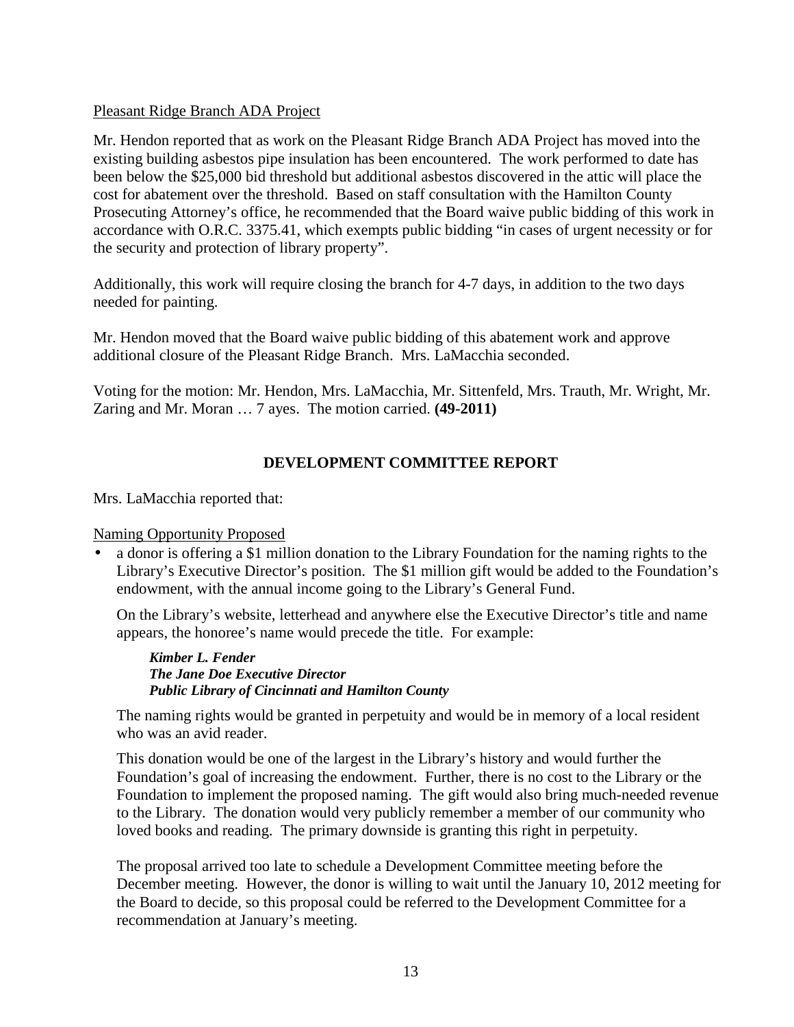Pleasant Ridge Branch ADA Project

Mr. Hendon reported that as work on the Pleasant Ridge Branch ADA Project has moved into the existing building asbestos pipe insulation has been encountered. The work performed to date has been below the $25,000 bid threshold but additional asbestos discovered in the attic will place the cost for abatement over the threshold. Based on staff consultation with the Hamilton County Prosecuting Attorney's office, he recommended that the Board waive public bidding of this work in accordance with O.R.C. 3375.41, which exempts public bidding "in cases of urgent necessity or for the security and protection of library property".

Additionally, this work will require closing the branch for 4-7 days, in addition to the two days needed for painting.

Mr. Hendon moved that the Board waive public bidding of this abatement work and approve additional closure of the Pleasant Ridge Branch. Mrs. LaMacchia seconded.

Voting for the motion: Mr. Hendon, Mrs. LaMacchia, Mr. Sittenfeld, Mrs. Trauth, Mr. Wright, Mr. Zaring and Mr. Moran … 7 ayes. The motion carried. **(49-2011)**

## DEVELOPMENT COMMITTEE REPORT

Mrs. LaMacchia reported that:

Naming Opportunity Proposed

- a donor is offering a $1 million donation to the Library Foundation for the naming rights to the Library's Executive Director's position. The $1 million gift would be added to the Foundation's endowment, with the annual income going to the Library's General Fund.

  On the Library's website, letterhead and anywhere else the Executive Director's title and name appears, the honoree's name would precede the title. For example:

  ***Kimber L. Fender***
  ***The Jane Doe Executive Director***
  ***Public Library of Cincinnati and Hamilton County***

  The naming rights would be granted in perpetuity and would be in memory of a local resident who was an avid reader.

  This donation would be one of the largest in the Library's history and would further the Foundation's goal of increasing the endowment. Further, there is no cost to the Library or the Foundation to implement the proposed naming. The gift would also bring much-needed revenue to the Library. The donation would very publicly remember a member of our community who loved books and reading. The primary downside is granting this right in perpetuity.

  The proposal arrived too late to schedule a Development Committee meeting before the December meeting. However, the donor is willing to wait until the January 10, 2012 meeting for the Board to decide, so this proposal could be referred to the Development Committee for a recommendation at January's meeting.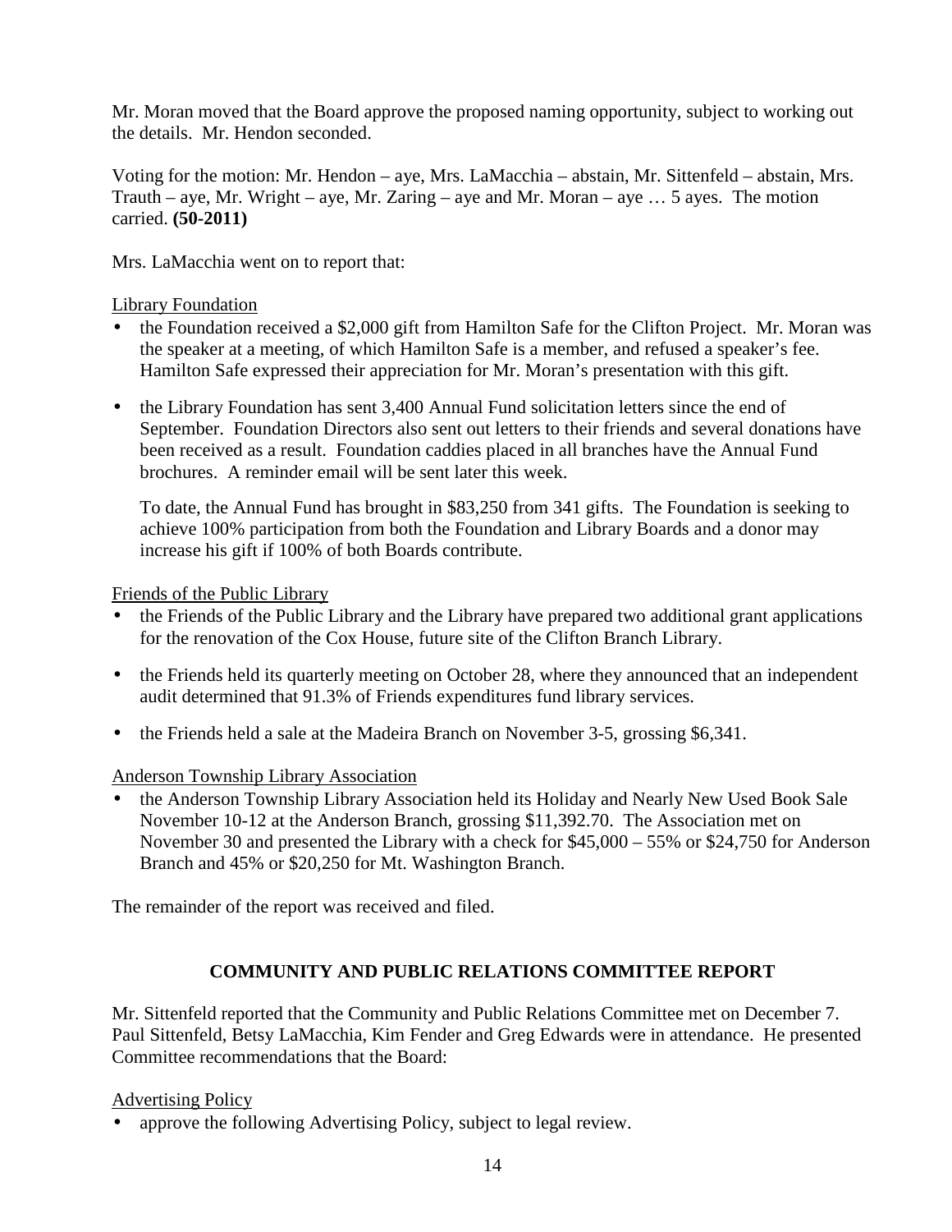Mr. Moran moved that the Board approve the proposed naming opportunity, subject to working out the details. Mr. Hendon seconded.

Voting for the motion: Mr. Hendon – aye, Mrs. LaMacchia – abstain, Mr. Sittenfeld – abstain, Mrs. Trauth – aye, Mr. Wright – aye, Mr. Zaring – aye and Mr. Moran – aye … 5 ayes. The motion carried. **(50-2011)**

Mrs. LaMacchia went on to report that:

<u>Library Foundation</u>

- the Foundation received a $2,000 gift from Hamilton Safe for the Clifton Project. Mr. Moran was the speaker at a meeting, of which Hamilton Safe is a member, and refused a speaker's fee. Hamilton Safe expressed their appreciation for Mr. Moran's presentation with this gift.

- the Library Foundation has sent 3,400 Annual Fund solicitation letters since the end of September. Foundation Directors also sent out letters to their friends and several donations have been received as a result. Foundation caddies placed in all branches have the Annual Fund brochures. A reminder email will be sent later this week.

  To date, the Annual Fund has brought in $83,250 from 341 gifts. The Foundation is seeking to achieve 100% participation from both the Foundation and Library Boards and a donor may increase his gift if 100% of both Boards contribute.

<u>Friends of the Public Library</u>

- the Friends of the Public Library and the Library have prepared two additional grant applications for the renovation of the Cox House, future site of the Clifton Branch Library.

- the Friends held its quarterly meeting on October 28, where they announced that an independent audit determined that 91.3% of Friends expenditures fund library services.

- the Friends held a sale at the Madeira Branch on November 3-5, grossing $6,341.

<u>Anderson Township Library Association</u>

- the Anderson Township Library Association held its Holiday and Nearly New Used Book Sale November 10-12 at the Anderson Branch, grossing $11,392.70. The Association met on November 30 and presented the Library with a check for $45,000 – 55% or $24,750 for Anderson Branch and 45% or $20,250 for Mt. Washington Branch.

The remainder of the report was received and filed.

## COMMUNITY AND PUBLIC RELATIONS COMMITTEE REPORT

Mr. Sittenfeld reported that the Community and Public Relations Committee met on December 7. Paul Sittenfeld, Betsy LaMacchia, Kim Fender and Greg Edwards were in attendance. He presented Committee recommendations that the Board:

<u>Advertising Policy</u>

- approve the following Advertising Policy, subject to legal review.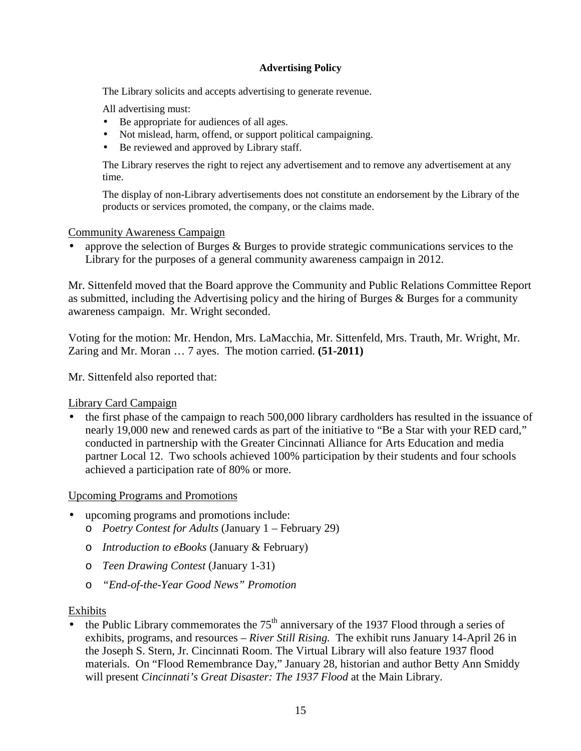**Advertising Policy**

The Library solicits and accepts advertising to generate revenue.

All advertising must:

- Be appropriate for audiences of all ages.
- Not mislead, harm, offend, or support political campaigning.
- Be reviewed and approved by Library staff.

The Library reserves the right to reject any advertisement and to remove any advertisement at any time.

The display of non-Library advertisements does not constitute an endorsement by the Library of the products or services promoted, the company, or the claims made.

<u>Community Awareness Campaign</u>

- approve the selection of Burges & Burges to provide strategic communications services to the Library for the purposes of a general community awareness campaign in 2012.

Mr. Sittenfeld moved that the Board approve the Community and Public Relations Committee Report as submitted, including the Advertising policy and the hiring of Burges & Burges for a community awareness campaign. Mr. Wright seconded.

Voting for the motion: Mr. Hendon, Mrs. LaMacchia, Mr. Sittenfeld, Mrs. Trauth, Mr. Wright, Mr. Zaring and Mr. Moran … 7 ayes. The motion carried. **(51-2011)**

Mr. Sittenfeld also reported that:

<u>Library Card Campaign</u>

- the first phase of the campaign to reach 500,000 library cardholders has resulted in the issuance of nearly 19,000 new and renewed cards as part of the initiative to "Be a Star with your RED card," conducted in partnership with the Greater Cincinnati Alliance for Arts Education and media partner Local 12. Two schools achieved 100% participation by their students and four schools achieved a participation rate of 80% or more.

<u>Upcoming Programs and Promotions</u>

- upcoming programs and promotions include:
  - *Poetry Contest for Adults* (January 1 – February 29)
  - *Introduction to eBooks* (January & February)
  - *Teen Drawing Contest* (January 1-31)
  - *"End-of-the-Year Good News" Promotion*

<u>Exhibits</u>

- the Public Library commemorates the 75th anniversary of the 1937 Flood through a series of exhibits, programs, and resources – *River Still Rising.* The exhibit runs January 14-April 26 in the Joseph S. Stern, Jr. Cincinnati Room. The Virtual Library will also feature 1937 flood materials. On "Flood Remembrance Day," January 28, historian and author Betty Ann Smiddy will present *Cincinnati's Great Disaster: The 1937 Flood* at the Main Library.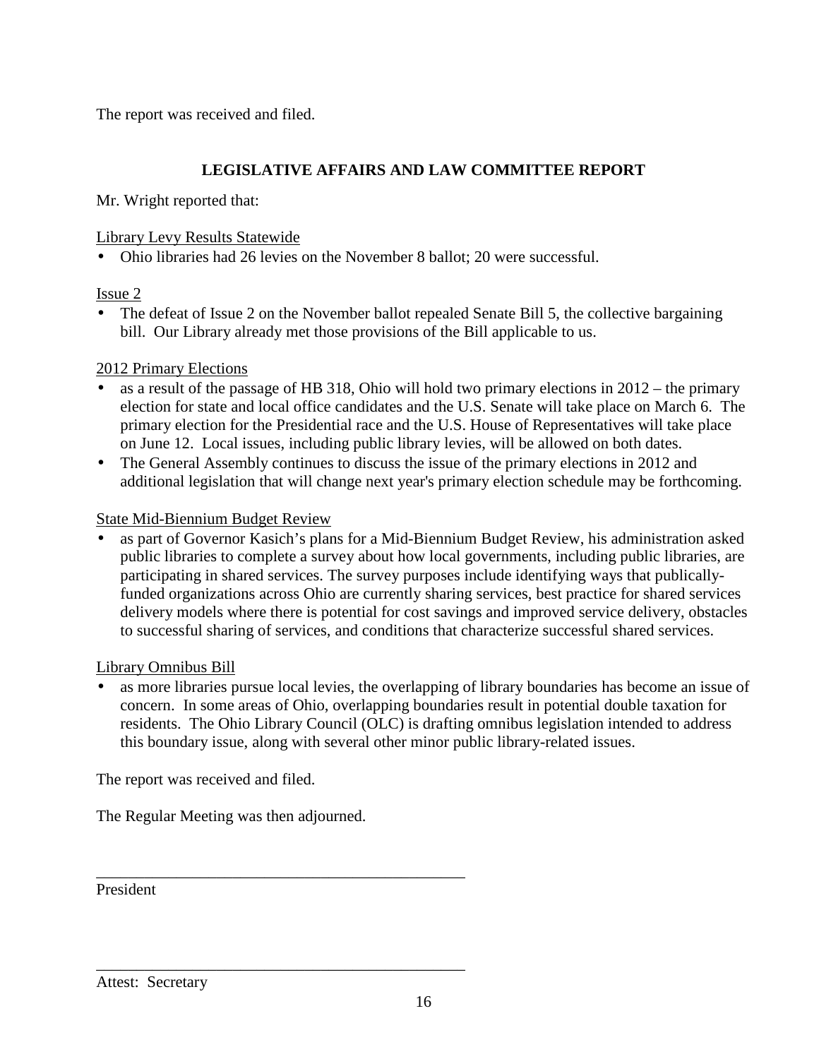The report was received and filed.

## LEGISLATIVE AFFAIRS AND LAW COMMITTEE REPORT

Mr. Wright reported that:

Library Levy Results Statewide

- Ohio libraries had 26 levies on the November 8 ballot; 20 were successful.

Issue 2

- The defeat of Issue 2 on the November ballot repealed Senate Bill 5, the collective bargaining bill. Our Library already met those provisions of the Bill applicable to us.

2012 Primary Elections

- as a result of the passage of HB 318, Ohio will hold two primary elections in 2012 – the primary election for state and local office candidates and the U.S. Senate will take place on March 6. The primary election for the Presidential race and the U.S. House of Representatives will take place on June 12. Local issues, including public library levies, will be allowed on both dates.
- The General Assembly continues to discuss the issue of the primary elections in 2012 and additional legislation that will change next year's primary election schedule may be forthcoming.

State Mid-Biennium Budget Review

- as part of Governor Kasich's plans for a Mid-Biennium Budget Review, his administration asked public libraries to complete a survey about how local governments, including public libraries, are participating in shared services. The survey purposes include identifying ways that publically-funded organizations across Ohio are currently sharing services, best practice for shared services delivery models where there is potential for cost savings and improved service delivery, obstacles to successful sharing of services, and conditions that characterize successful shared services.

Library Omnibus Bill

- as more libraries pursue local levies, the overlapping of library boundaries has become an issue of concern. In some areas of Ohio, overlapping boundaries result in potential double taxation for residents. The Ohio Library Council (OLC) is drafting omnibus legislation intended to address this boundary issue, along with several other minor public library-related issues.

The report was received and filed.

The Regular Meeting was then adjourned.

\_\_\_\_\_\_\_\_\_\_\_\_\_\_\_\_\_\_\_\_\_\_\_\_\_\_\_\_\_\_\_\_\_\_\_\_\_\_\_\_\_\_\_\_

President

\_\_\_\_\_\_\_\_\_\_\_\_\_\_\_\_\_\_\_\_\_\_\_\_\_\_\_\_\_\_\_\_\_\_\_\_\_\_\_\_\_\_\_\_

Attest: Secretary